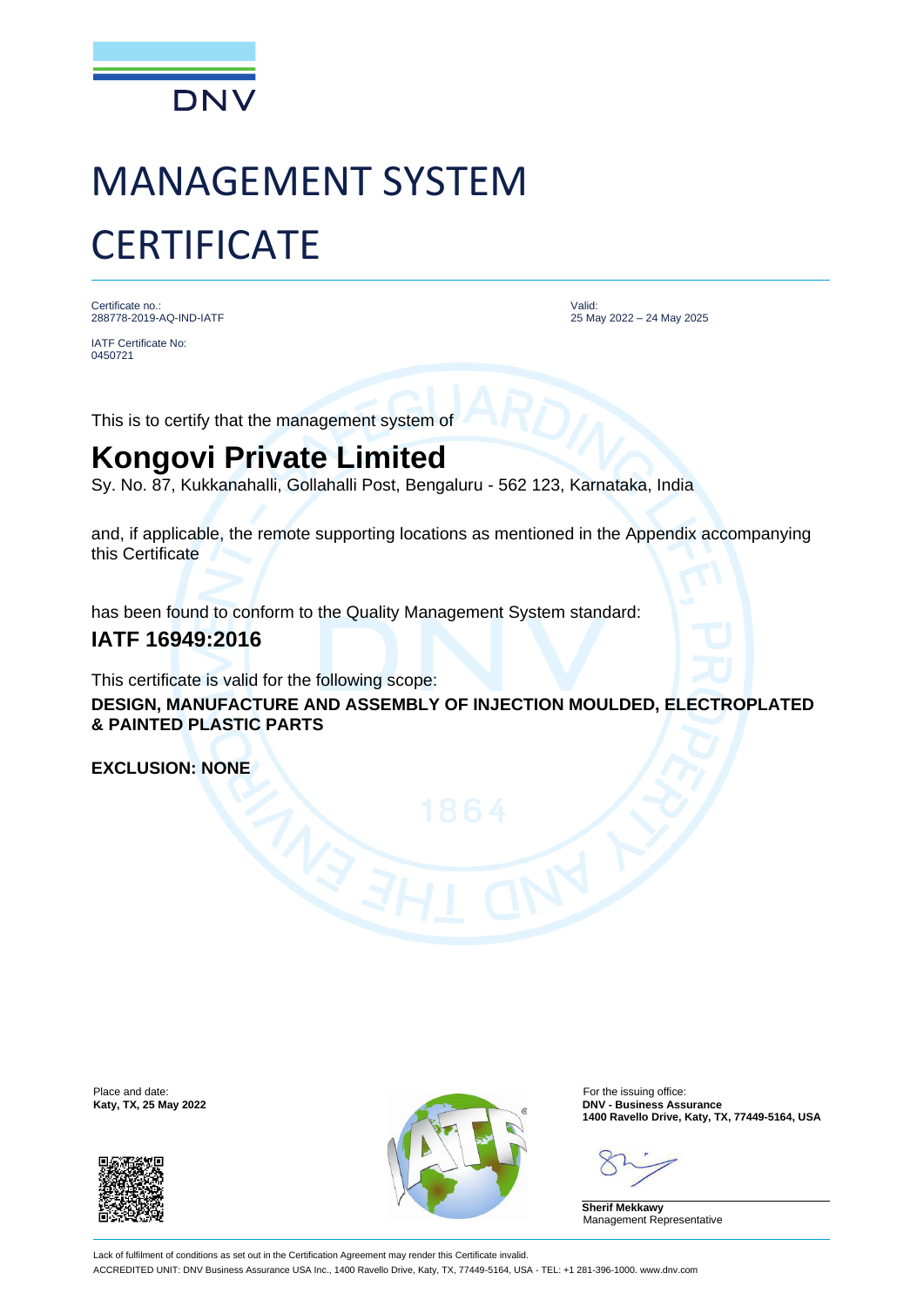DNV

# MANAGEMENT SYSTEM CERTIFICATE

Certificate no.:
288778-2019-AQ-IND-IATF

IATF Certificate No:
0450721

Valid:
25 May 2022 – 24 May 2025

This is to certify that the management system of

## Kongovi Private Limited

Sy. No. 87, Kukkanahalli, Gollahalli Post, Bengaluru - 562 123, Karnataka, India

and, if applicable, the remote supporting locations as mentioned in the Appendix accompanying this Certificate

has been found to conform to the Quality Management System standard:

### IATF 16949:2016

This certificate is valid for the following scope:

**DESIGN, MANUFACTURE AND ASSEMBLY OF INJECTION MOULDED, ELECTROPLATED & PAINTED PLASTIC PARTS**

**EXCLUSION: NONE**

Place and date:
**Katy, TX, 25 May 2022**

For the issuing office:
**DNV - Business Assurance**
**1400 Ravello Drive, Katy, TX, 77449-5164, USA**

**Sherif Mekkawy**
Management Representative

Lack of fulfilment of conditions as set out in the Certification Agreement may render this Certificate invalid.

ACCREDITED UNIT: DNV Business Assurance USA Inc., 1400 Ravello Drive, Katy, TX, 77449-5164, USA - TEL: +1 281-396-1000. www.dnv.com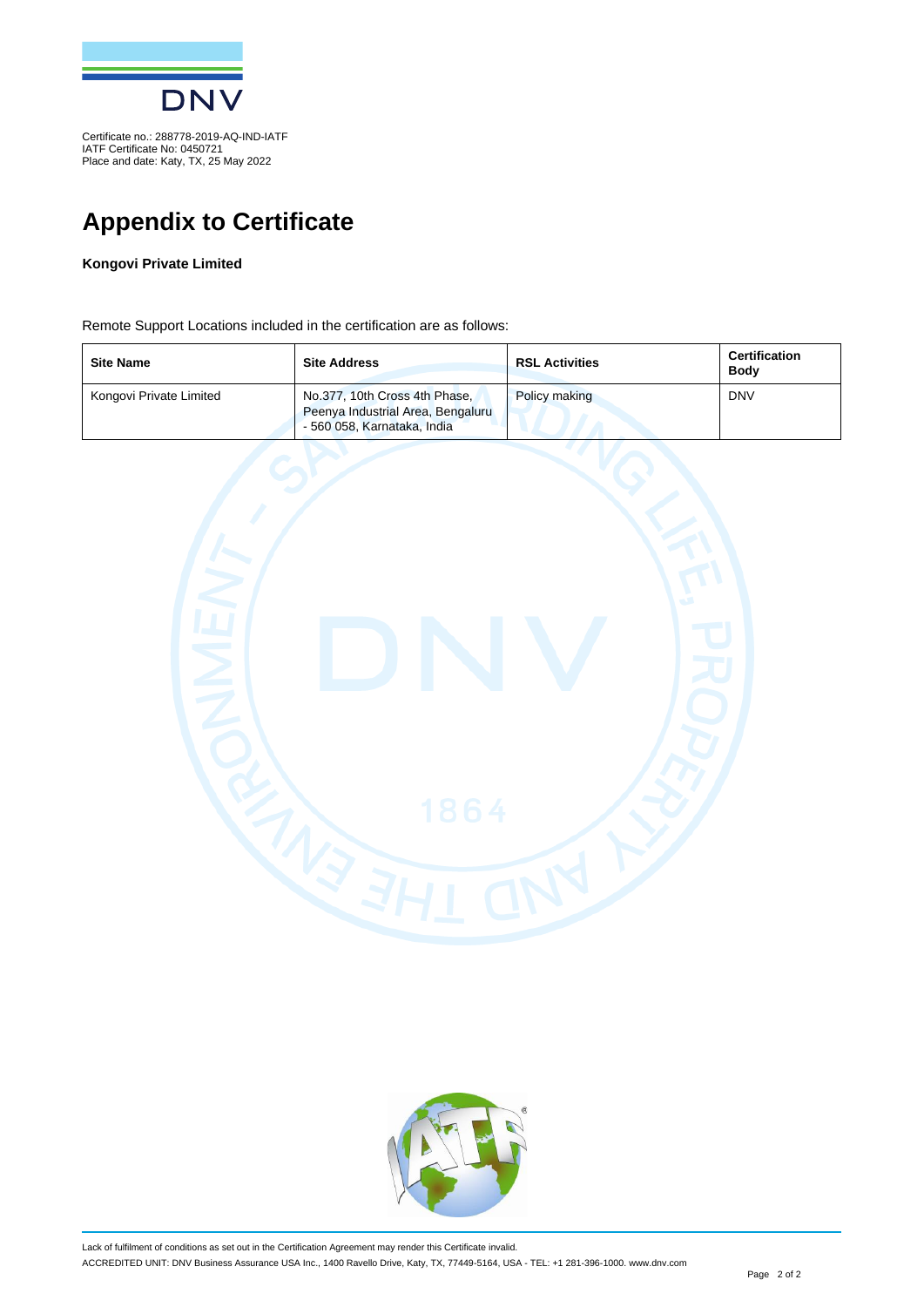Certificate no.: 288778-2019-AQ-IND-IATF
IATF Certificate No: 0450721
Place and date: Katy, TX, 25 May 2022

# Appendix to Certificate

**Kongovi Private Limited**

Remote Support Locations included in the certification are as follows:

| Site Name | Site Address | RSL Activities | Certification Body |
|---|---|---|---|
| Kongovi Private Limited | No.377, 10th Cross 4th Phase, Peenya Industrial Area, Bengaluru - 560 058, Karnataka, India | Policy making | DNV |

Lack of fulfilment of conditions as set out in the Certification Agreement may render this Certificate invalid.

ACCREDITED UNIT: DNV Business Assurance USA Inc., 1400 Ravello Drive, Katy, TX, 77449-5164, USA - TEL: +1 281-396-1000. www.dnv.com